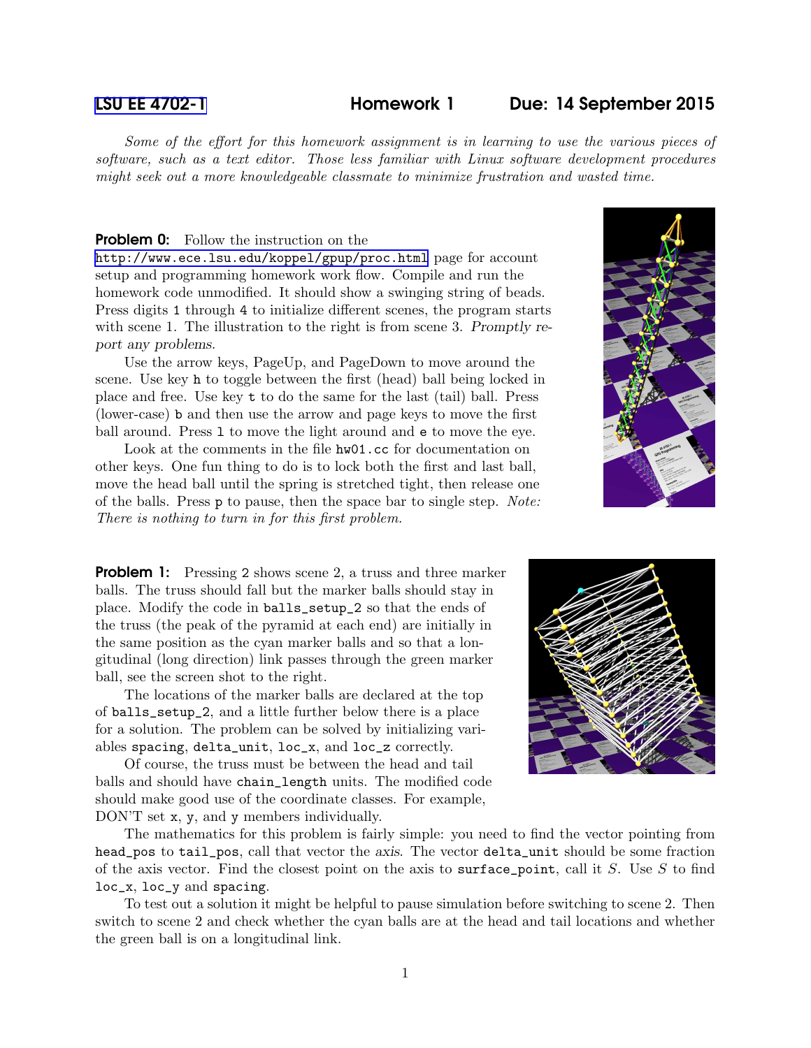# LSU EE 4702-1 Homework 1 Due: 14 September 2015

*Some of the effort for this homework assignment is in learning to use the various pieces of software, such as a text editor. Those less familiar with Linux software development procedures might seek out a more knowledgeable classmate to minimize frustration and wasted time.*

**Problem 0:** Follow the instruction on the http://www.ece.lsu.edu/koppel/gpup/proc.html page for account setup and programming homework work flow. Compile and run the homework code unmodified. It should show a swinging string of beads. Press digits `1` through `4` to initialize different scenes, the program starts with scene 1. The illustration to the right is from scene 3. *Promptly report any problems.*

Use the arrow keys, PageUp, and PageDown to move around the scene. Use key `h` to toggle between the first (head) ball being locked in place and free. Use key `t` to do the same for the last (tail) ball. Press (lower-case) `b` and then use the arrow and page keys to move the first ball around. Press `l` to move the light around and `e` to move the eye.

Look at the comments in the file `hw01.cc` for documentation on other keys. One fun thing to do is to lock both the first and last ball, move the head ball until the spring is stretched tight, then release one of the balls. Press `p` to pause, then the space bar to single step. *Note: There is nothing to turn in for this first problem.*

**Problem 1:** Pressing `2` shows scene 2, a truss and three marker balls. The truss should fall but the marker balls should stay in place. Modify the code in `balls_setup_2` so that the ends of the truss (the peak of the pyramid at each end) are initially in the same position as the cyan marker balls and so that a longitudinal (long direction) link passes through the green marker ball, see the screen shot to the right.

The locations of the marker balls are declared at the top of `balls_setup_2`, and a little further below there is a place for a solution. The problem can be solved by initializing variables `spacing`, `delta_unit`, `loc_x`, and `loc_z` correctly.

Of course, the truss must be between the head and tail balls and should have `chain_length` units. The modified code should make good use of the coordinate classes. For example, DON'T set `x`, `y`, and `y` members individually.

The mathematics for this problem is fairly simple: you need to find the vector pointing from `head_pos` to `tail_pos`, call that vector the *axis*. The vector `delta_unit` should be some fraction of the axis vector. Find the closest point on the axis to `surface_point`, call it $S$. Use $S$ to find `loc_x`, `loc_y` and `spacing`.

To test out a solution it might be helpful to pause simulation before switching to scene 2. Then switch to scene 2 and check whether the cyan balls are at the head and tail locations and whether the green ball is on a longitudinal link.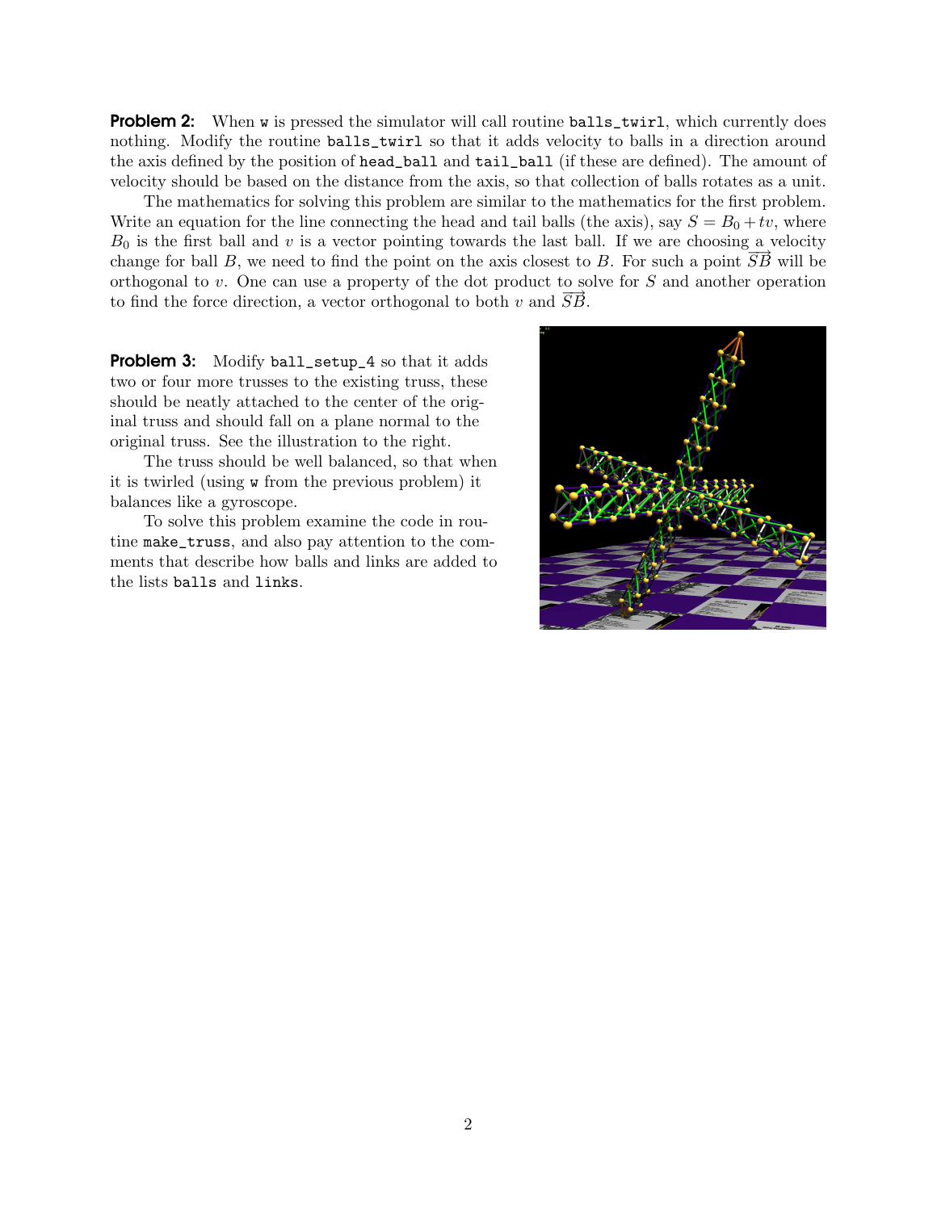**Problem 2:** When `w` is pressed the simulator will call routine `balls_twirl`, which currently does nothing. Modify the routine `balls_twirl` so that it adds velocity to balls in a direction around the axis defined by the position of `head_ball` and `tail_ball` (if these are defined). The amount of velocity should be based on the distance from the axis, so that collection of balls rotates as a unit.

The mathematics for solving this problem are similar to the mathematics for the first problem. Write an equation for the line connecting the head and tail balls (the axis), say $S = B_0 + tv$, where $B_0$ is the first ball and $v$ is a vector pointing towards the last ball. If we are choosing a velocity change for ball $B$, we need to find the point on the axis closest to $B$. For such a point $\overrightarrow{SB}$ will be orthogonal to $v$. One can use a property of the dot product to solve for $S$ and another operation to find the force direction, a vector orthogonal to both $v$ and $\overrightarrow{SB}$.

**Problem 3:** Modify `ball_setup_4` so that it adds two or four more trusses to the existing truss, these should be neatly attached to the center of the original truss and should fall on a plane normal to the original truss. See the illustration to the right.

The truss should be well balanced, so that when it is twirled (using `w` from the previous problem) it balances like a gyroscope.

To solve this problem examine the code in routine `make_truss`, and also pay attention to the comments that describe how balls and links are added to the lists `balls` and `links`.